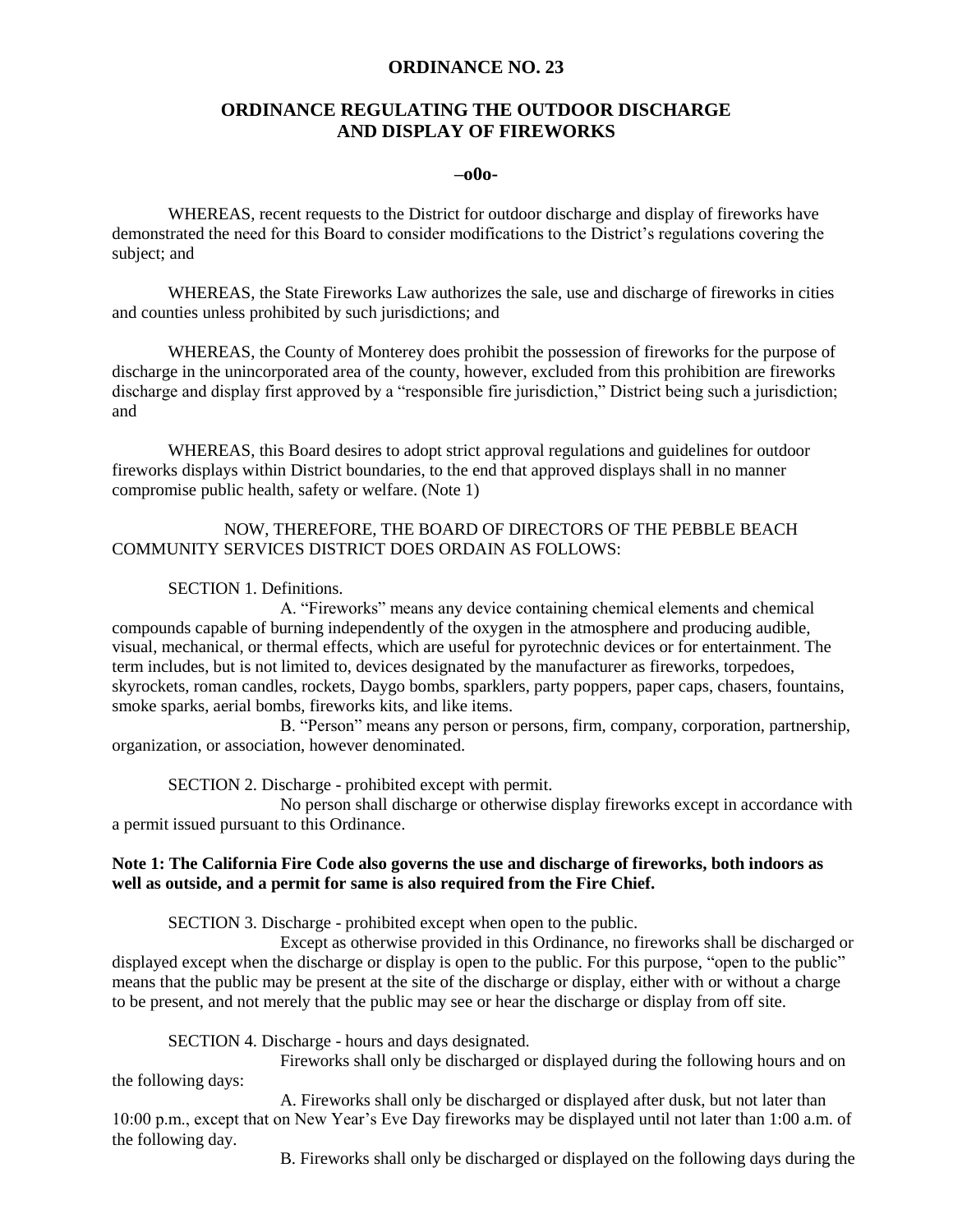# ORDINANCE NO. 23

## ORDINANCE REGULATING THE OUTDOOR DISCHARGE AND DISPLAY OF FIREWORKS

**–o0o-**

WHEREAS, recent requests to the District for outdoor discharge and display of fireworks have demonstrated the need for this Board to consider modifications to the District's regulations covering the subject; and

WHEREAS, the State Fireworks Law authorizes the sale, use and discharge of fireworks in cities and counties unless prohibited by such jurisdictions; and

WHEREAS, the County of Monterey does prohibit the possession of fireworks for the purpose of discharge in the unincorporated area of the county, however, excluded from this prohibition are fireworks discharge and display first approved by a "responsible fire jurisdiction," District being such a jurisdiction; and

WHEREAS, this Board desires to adopt strict approval regulations and guidelines for outdoor fireworks displays within District boundaries, to the end that approved displays shall in no manner compromise public health, safety or welfare. (Note 1)

NOW, THEREFORE, THE BOARD OF DIRECTORS OF THE PEBBLE BEACH COMMUNITY SERVICES DISTRICT DOES ORDAIN AS FOLLOWS:

SECTION 1. Definitions.

A. "Fireworks" means any device containing chemical elements and chemical compounds capable of burning independently of the oxygen in the atmosphere and producing audible, visual, mechanical, or thermal effects, which are useful for pyrotechnic devices or for entertainment. The term includes, but is not limited to, devices designated by the manufacturer as fireworks, torpedoes, skyrockets, roman candles, rockets, Daygo bombs, sparklers, party poppers, paper caps, chasers, fountains, smoke sparks, aerial bombs, fireworks kits, and like items.

B. "Person" means any person or persons, firm, company, corporation, partnership, organization, or association, however denominated.

SECTION 2. Discharge - prohibited except with permit.

No person shall discharge or otherwise display fireworks except in accordance with a permit issued pursuant to this Ordinance.

**Note 1: The California Fire Code also governs the use and discharge of fireworks, both indoors as well as outside, and a permit for same is also required from the Fire Chief.**

SECTION 3. Discharge - prohibited except when open to the public.

Except as otherwise provided in this Ordinance, no fireworks shall be discharged or displayed except when the discharge or display is open to the public. For this purpose, "open to the public" means that the public may be present at the site of the discharge or display, either with or without a charge to be present, and not merely that the public may see or hear the discharge or display from off site.

SECTION 4. Discharge - hours and days designated.

Fireworks shall only be discharged or displayed during the following hours and on the following days:

A. Fireworks shall only be discharged or displayed after dusk, but not later than 10:00 p.m., except that on New Year's Eve Day fireworks may be displayed until not later than 1:00 a.m. of the following day.

B. Fireworks shall only be discharged or displayed on the following days during the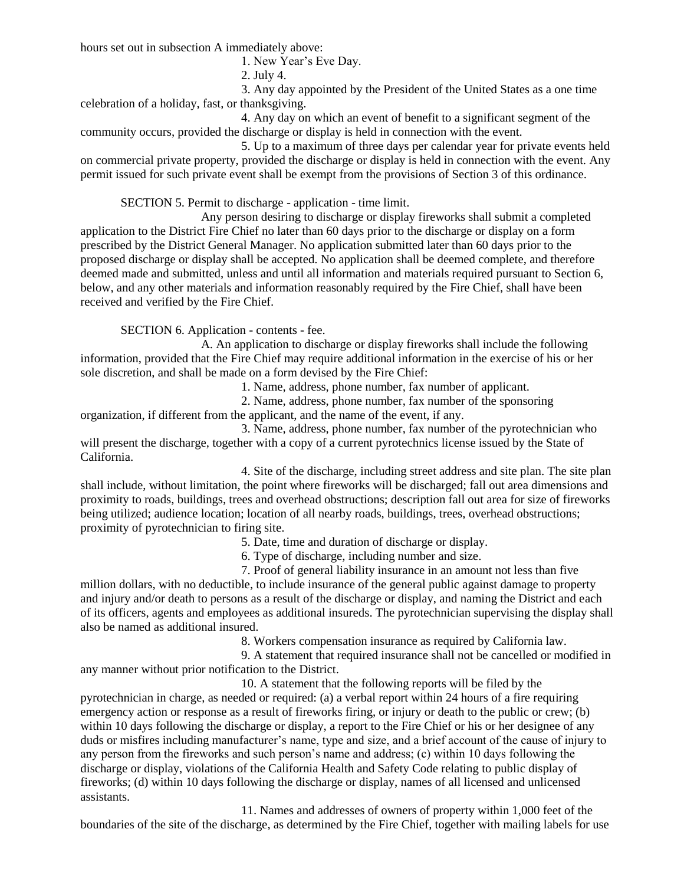hours set out in subsection A immediately above:

1. New Year's Eve Day.

2. July 4.

3. Any day appointed by the President of the United States as a one time celebration of a holiday, fast, or thanksgiving.

4. Any day on which an event of benefit to a significant segment of the community occurs, provided the discharge or display is held in connection with the event.

5. Up to a maximum of three days per calendar year for private events held on commercial private property, provided the discharge or display is held in connection with the event. Any permit issued for such private event shall be exempt from the provisions of Section 3 of this ordinance.

SECTION 5. Permit to discharge - application - time limit.

Any person desiring to discharge or display fireworks shall submit a completed application to the District Fire Chief no later than 60 days prior to the discharge or display on a form prescribed by the District General Manager. No application submitted later than 60 days prior to the proposed discharge or display shall be accepted. No application shall be deemed complete, and therefore deemed made and submitted, unless and until all information and materials required pursuant to Section 6, below, and any other materials and information reasonably required by the Fire Chief, shall have been received and verified by the Fire Chief.

SECTION 6. Application - contents - fee.

A. An application to discharge or display fireworks shall include the following information, provided that the Fire Chief may require additional information in the exercise of his or her sole discretion, and shall be made on a form devised by the Fire Chief:

1. Name, address, phone number, fax number of applicant.

2. Name, address, phone number, fax number of the sponsoring organization, if different from the applicant, and the name of the event, if any.

3. Name, address, phone number, fax number of the pyrotechnician who will present the discharge, together with a copy of a current pyrotechnics license issued by the State of California.

4. Site of the discharge, including street address and site plan. The site plan shall include, without limitation, the point where fireworks will be discharged; fall out area dimensions and proximity to roads, buildings, trees and overhead obstructions; description fall out area for size of fireworks being utilized; audience location; location of all nearby roads, buildings, trees, overhead obstructions; proximity of pyrotechnician to firing site.

5. Date, time and duration of discharge or display.

6. Type of discharge, including number and size.

7. Proof of general liability insurance in an amount not less than five million dollars, with no deductible, to include insurance of the general public against damage to property and injury and/or death to persons as a result of the discharge or display, and naming the District and each of its officers, agents and employees as additional insureds. The pyrotechnician supervising the display shall also be named as additional insured.

8. Workers compensation insurance as required by California law.

9. A statement that required insurance shall not be cancelled or modified in any manner without prior notification to the District.

10. A statement that the following reports will be filed by the pyrotechnician in charge, as needed or required: (a) a verbal report within 24 hours of a fire requiring emergency action or response as a result of fireworks firing, or injury or death to the public or crew; (b) within 10 days following the discharge or display, a report to the Fire Chief or his or her designee of any duds or misfires including manufacturer's name, type and size, and a brief account of the cause of injury to any person from the fireworks and such person's name and address; (c) within 10 days following the discharge or display, violations of the California Health and Safety Code relating to public display of fireworks; (d) within 10 days following the discharge or display, names of all licensed and unlicensed assistants.

11. Names and addresses of owners of property within 1,000 feet of the boundaries of the site of the discharge, as determined by the Fire Chief, together with mailing labels for use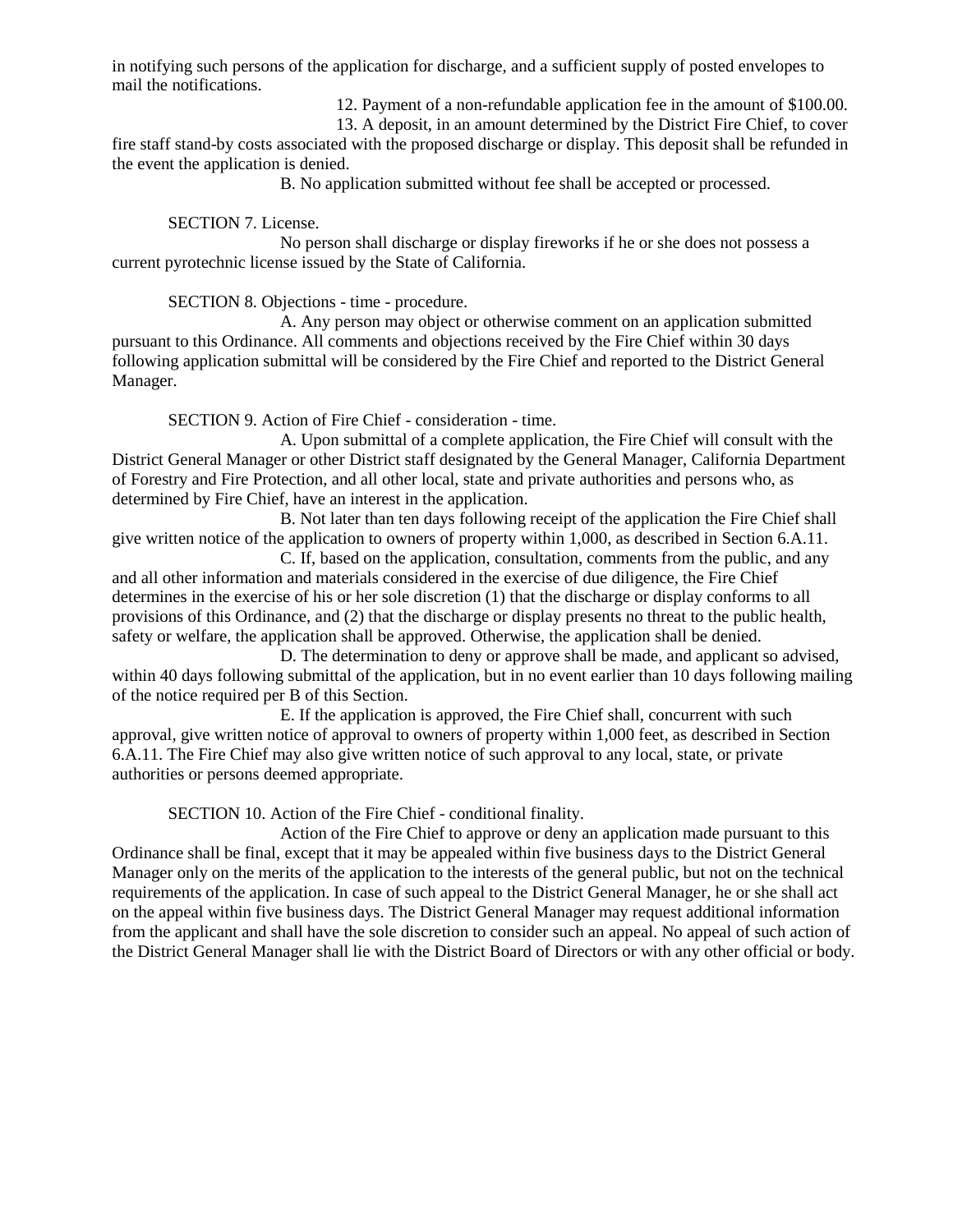in notifying such persons of the application for discharge, and a sufficient supply of posted envelopes to mail the notifications.

12. Payment of a non-refundable application fee in the amount of $100.00.

13. A deposit, in an amount determined by the District Fire Chief, to cover fire staff stand-by costs associated with the proposed discharge or display. This deposit shall be refunded in the event the application is denied.

B. No application submitted without fee shall be accepted or processed.

SECTION 7. License.

No person shall discharge or display fireworks if he or she does not possess a current pyrotechnic license issued by the State of California.

SECTION 8. Objections - time - procedure.

A. Any person may object or otherwise comment on an application submitted pursuant to this Ordinance. All comments and objections received by the Fire Chief within 30 days following application submittal will be considered by the Fire Chief and reported to the District General Manager.

SECTION 9. Action of Fire Chief - consideration - time.

A. Upon submittal of a complete application, the Fire Chief will consult with the District General Manager or other District staff designated by the General Manager, California Department of Forestry and Fire Protection, and all other local, state and private authorities and persons who, as determined by Fire Chief, have an interest in the application.

B. Not later than ten days following receipt of the application the Fire Chief shall give written notice of the application to owners of property within 1,000, as described in Section 6.A.11.

C. If, based on the application, consultation, comments from the public, and any and all other information and materials considered in the exercise of due diligence, the Fire Chief determines in the exercise of his or her sole discretion (1) that the discharge or display conforms to all provisions of this Ordinance, and (2) that the discharge or display presents no threat to the public health, safety or welfare, the application shall be approved. Otherwise, the application shall be denied.

D. The determination to deny or approve shall be made, and applicant so advised, within 40 days following submittal of the application, but in no event earlier than 10 days following mailing of the notice required per B of this Section.

E. If the application is approved, the Fire Chief shall, concurrent with such approval, give written notice of approval to owners of property within 1,000 feet, as described in Section 6.A.11. The Fire Chief may also give written notice of such approval to any local, state, or private authorities or persons deemed appropriate.

SECTION 10. Action of the Fire Chief - conditional finality.

Action of the Fire Chief to approve or deny an application made pursuant to this Ordinance shall be final, except that it may be appealed within five business days to the District General Manager only on the merits of the application to the interests of the general public, but not on the technical requirements of the application. In case of such appeal to the District General Manager, he or she shall act on the appeal within five business days. The District General Manager may request additional information from the applicant and shall have the sole discretion to consider such an appeal. No appeal of such action of the District General Manager shall lie with the District Board of Directors or with any other official or body.